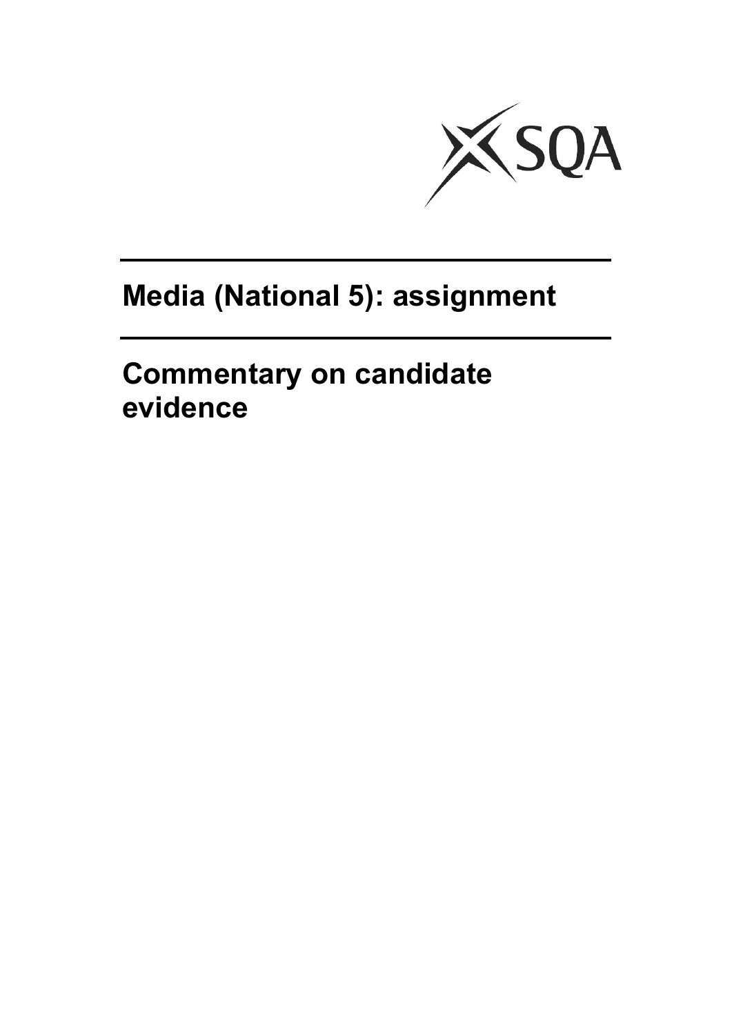# Media (National 5): assignment

## Commentary on candidate evidence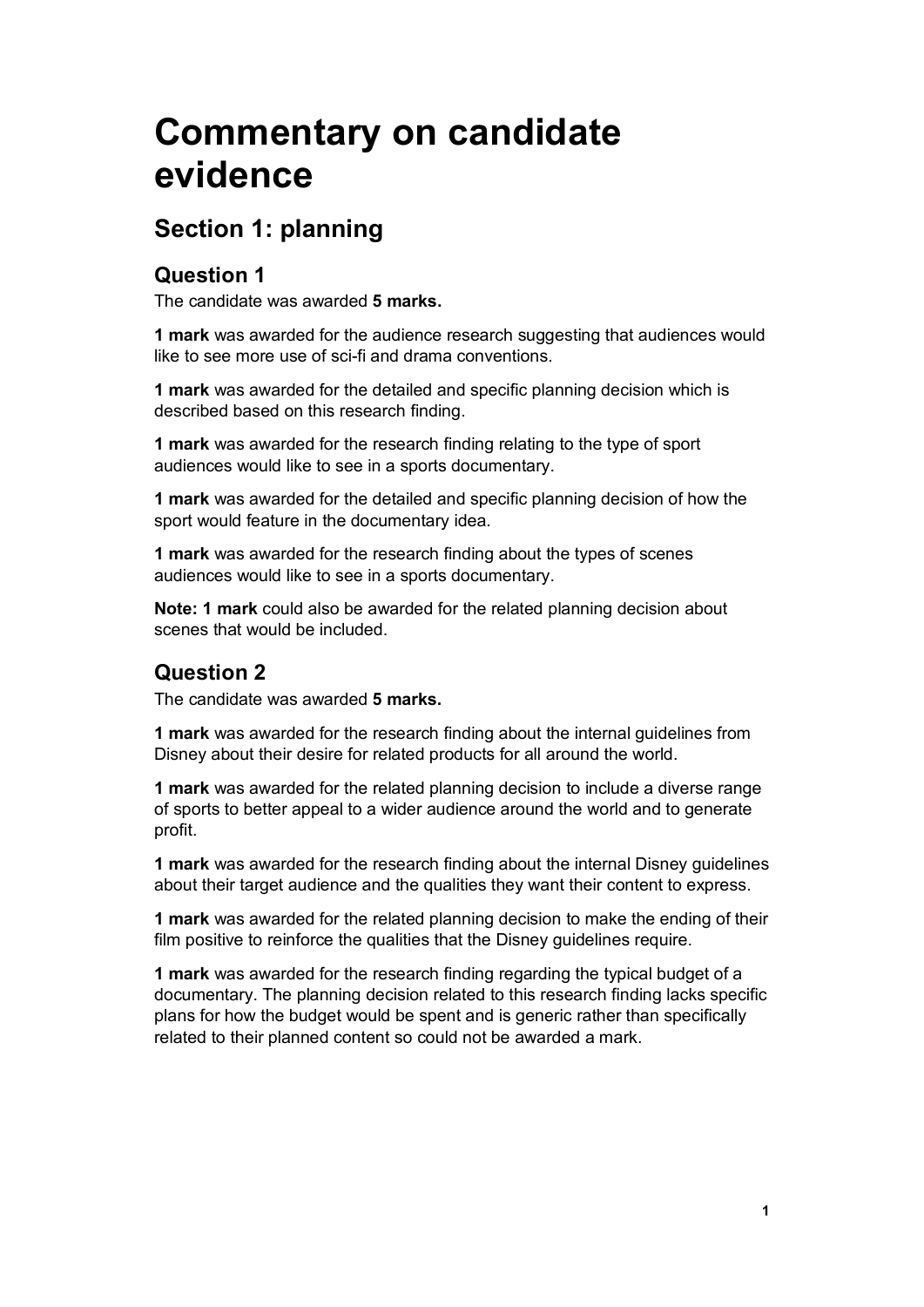# Commentary on candidate evidence

## Section 1: planning

### Question 1

The candidate was awarded **5 marks.**

**1 mark** was awarded for the audience research suggesting that audiences would like to see more use of sci-fi and drama conventions.

**1 mark** was awarded for the detailed and specific planning decision which is described based on this research finding.

**1 mark** was awarded for the research finding relating to the type of sport audiences would like to see in a sports documentary.

**1 mark** was awarded for the detailed and specific planning decision of how the sport would feature in the documentary idea.

**1 mark** was awarded for the research finding about the types of scenes audiences would like to see in a sports documentary.

**Note: 1 mark** could also be awarded for the related planning decision about scenes that would be included.

### Question 2

The candidate was awarded **5 marks.**

**1 mark** was awarded for the research finding about the internal guidelines from Disney about their desire for related products for all around the world.

**1 mark** was awarded for the related planning decision to include a diverse range of sports to better appeal to a wider audience around the world and to generate profit.

**1 mark** was awarded for the research finding about the internal Disney guidelines about their target audience and the qualities they want their content to express.

**1 mark** was awarded for the related planning decision to make the ending of their film positive to reinforce the qualities that the Disney guidelines require.

**1 mark** was awarded for the research finding regarding the typical budget of a documentary. The planning decision related to this research finding lacks specific plans for how the budget would be spent and is generic rather than specifically related to their planned content so could not be awarded a mark.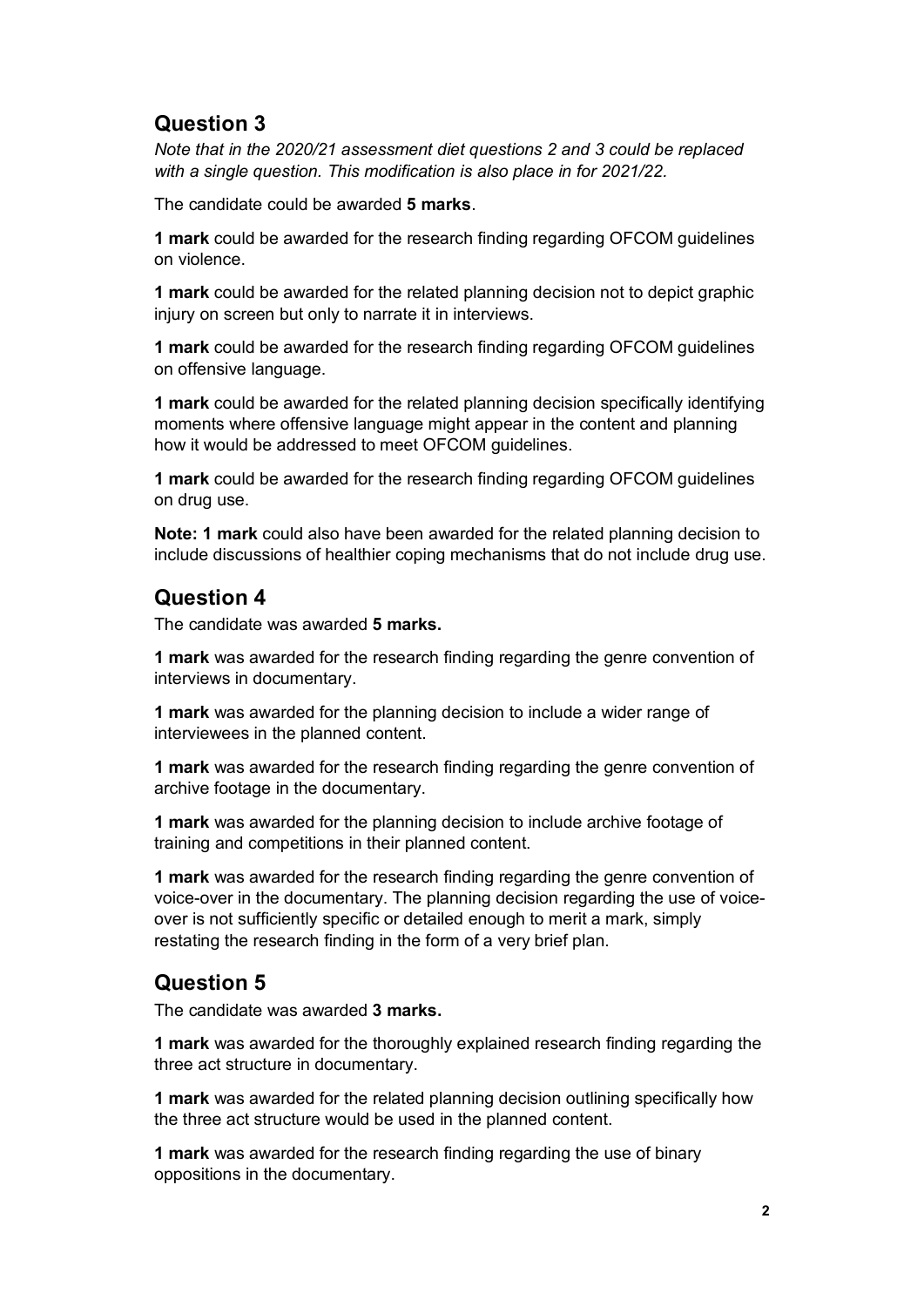## Question 3

*Note that in the 2020/21 assessment diet questions 2 and 3 could be replaced with a single question. This modification is also place in for 2021/22.*

The candidate could be awarded **5 marks**.

**1 mark** could be awarded for the research finding regarding OFCOM guidelines on violence.

**1 mark** could be awarded for the related planning decision not to depict graphic injury on screen but only to narrate it in interviews.

**1 mark** could be awarded for the research finding regarding OFCOM guidelines on offensive language.

**1 mark** could be awarded for the related planning decision specifically identifying moments where offensive language might appear in the content and planning how it would be addressed to meet OFCOM guidelines.

**1 mark** could be awarded for the research finding regarding OFCOM guidelines on drug use.

**Note: 1 mark** could also have been awarded for the related planning decision to include discussions of healthier coping mechanisms that do not include drug use.

## Question 4

The candidate was awarded **5 marks.**

**1 mark** was awarded for the research finding regarding the genre convention of interviews in documentary.

**1 mark** was awarded for the planning decision to include a wider range of interviewees in the planned content.

**1 mark** was awarded for the research finding regarding the genre convention of archive footage in the documentary.

**1 mark** was awarded for the planning decision to include archive footage of training and competitions in their planned content.

**1 mark** was awarded for the research finding regarding the genre convention of voice-over in the documentary. The planning decision regarding the use of voice-over is not sufficiently specific or detailed enough to merit a mark, simply restating the research finding in the form of a very brief plan.

## Question 5

The candidate was awarded **3 marks.**

**1 mark** was awarded for the thoroughly explained research finding regarding the three act structure in documentary.

**1 mark** was awarded for the related planning decision outlining specifically how the three act structure would be used in the planned content.

**1 mark** was awarded for the research finding regarding the use of binary oppositions in the documentary.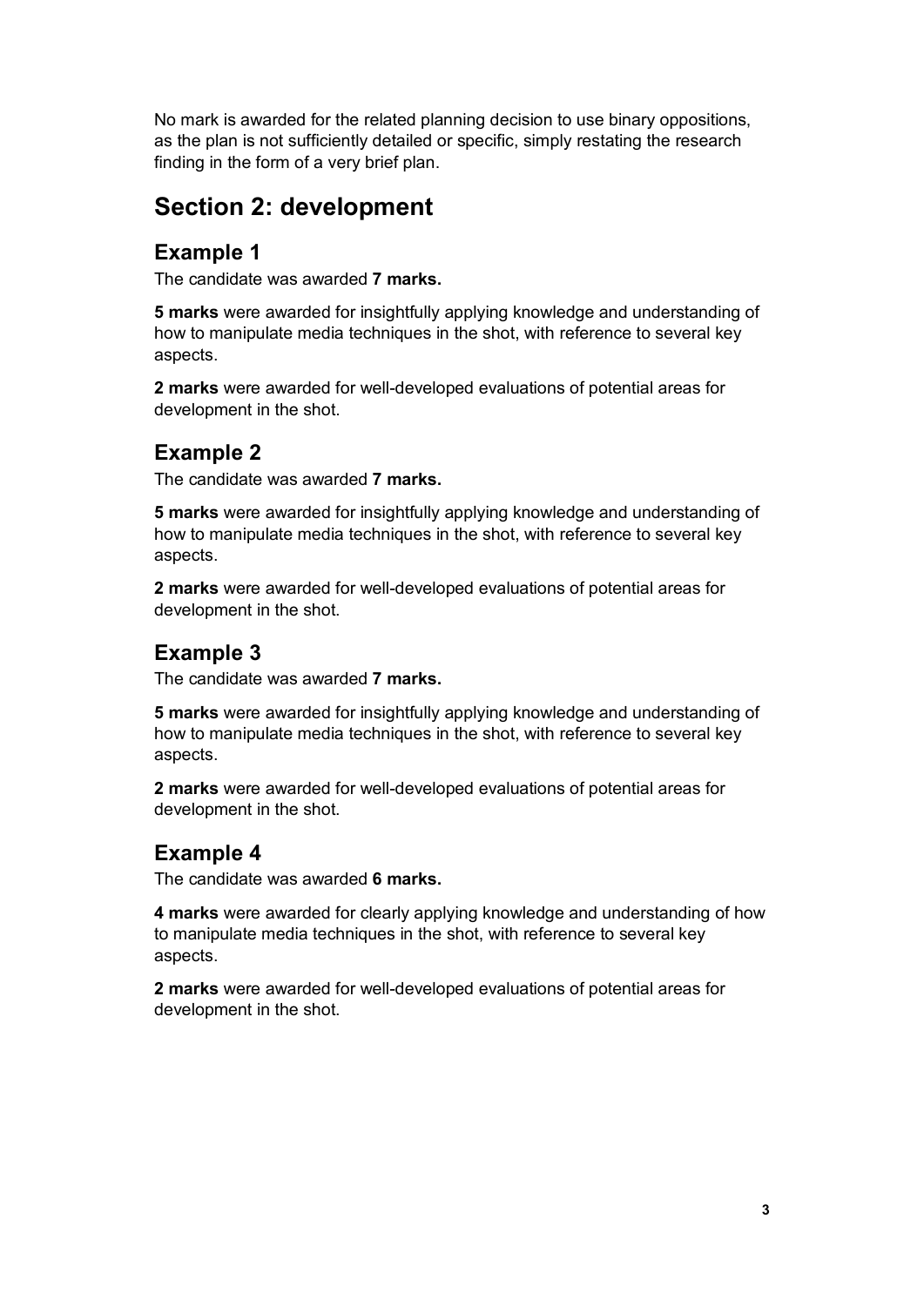No mark is awarded for the related planning decision to use binary oppositions, as the plan is not sufficiently detailed or specific, simply restating the research finding in the form of a very brief plan.

## Section 2: development

### Example 1

The candidate was awarded **7 marks.**

**5 marks** were awarded for insightfully applying knowledge and understanding of how to manipulate media techniques in the shot, with reference to several key aspects.

**2 marks** were awarded for well-developed evaluations of potential areas for development in the shot.

### Example 2

The candidate was awarded **7 marks.**

**5 marks** were awarded for insightfully applying knowledge and understanding of how to manipulate media techniques in the shot, with reference to several key aspects.

**2 marks** were awarded for well-developed evaluations of potential areas for development in the shot.

### Example 3

The candidate was awarded **7 marks.**

**5 marks** were awarded for insightfully applying knowledge and understanding of how to manipulate media techniques in the shot, with reference to several key aspects.

**2 marks** were awarded for well-developed evaluations of potential areas for development in the shot.

### Example 4

The candidate was awarded **6 marks.**

**4 marks** were awarded for clearly applying knowledge and understanding of how to manipulate media techniques in the shot, with reference to several key aspects.

**2 marks** were awarded for well-developed evaluations of potential areas for development in the shot.